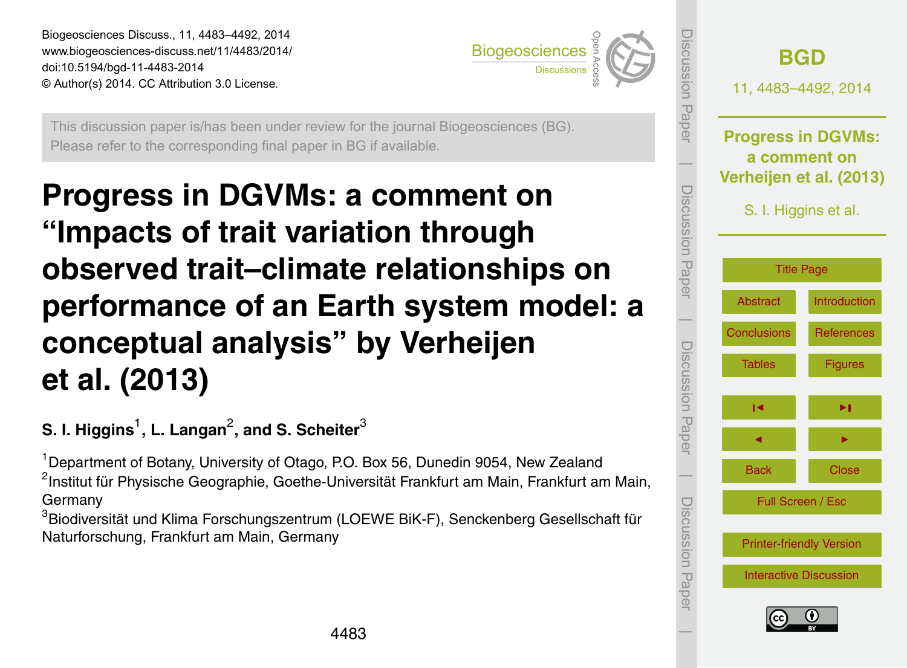Biogeosciences Discuss., 11, 4483–4492, 2014
www.biogeosciences-discuss.net/11/4483/2014/
doi:10.5194/bgd-11-4483-2014
© Author(s) 2014. CC Attribution 3.0 License.

This discussion paper is/has been under review for the journal Biogeosciences (BG). Please refer to the corresponding final paper in BG if available.

# Progress in DGVMs: a comment on "Impacts of trait variation through observed trait–climate relationships on performance of an Earth system model: a conceptual analysis" by Verheijen et al. (2013)

**S. I. Higgins[1], L. Langan[2], and S. Scheiter[3]**

[1]Department of Botany, University of Otago, P.O. Box 56, Dunedin 9054, New Zealand
[2]Institut für Physische Geographie, Goethe-Universität Frankfurt am Main, Frankfurt am Main, Germany
[3]Biodiversität und Klima Forschungszentrum (LOEWE BiK-F), Senckenberg Gesellschaft für Naturforschung, Frankfurt am Main, Germany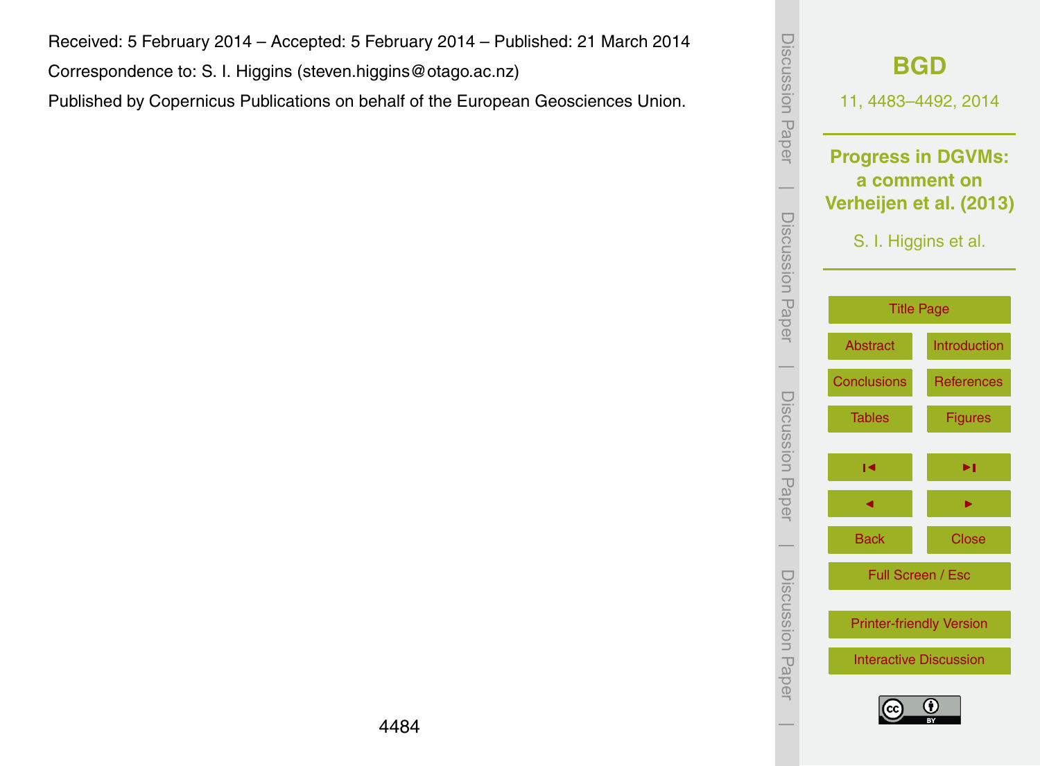Received: 5 February 2014 – Accepted: 5 February 2014 – Published: 21 March 2014

Correspondence to: S. I. Higgins (steven.higgins@otago.ac.nz)

Published by Copernicus Publications on behalf of the European Geosciences Union.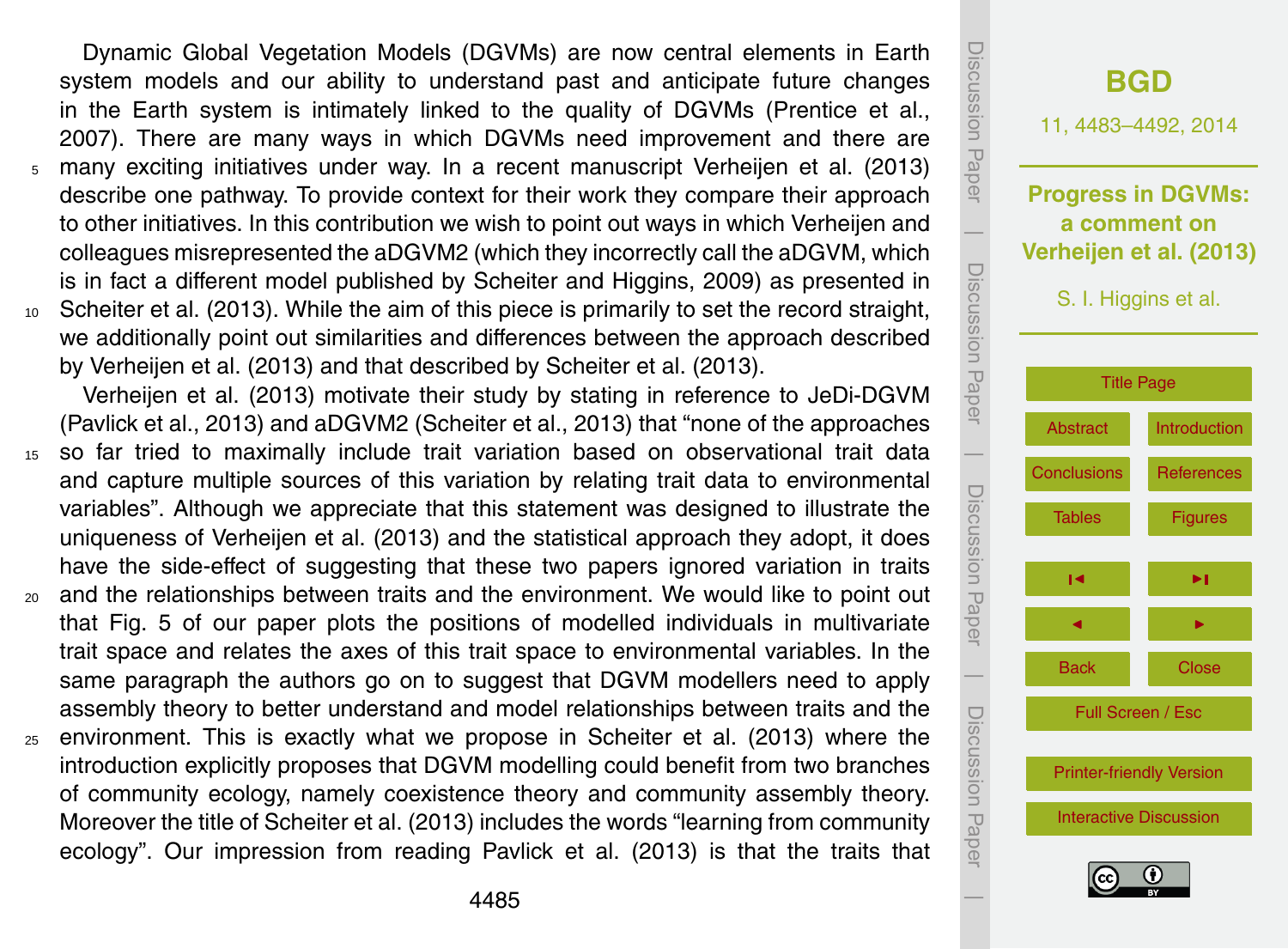Dynamic Global Vegetation Models (DGVMs) are now central elements in Earth system models and our ability to understand past and anticipate future changes in the Earth system is intimately linked to the quality of DGVMs (Prentice et al., 2007). There are many ways in which DGVMs need improvement and there are many exciting initiatives under way. In a recent manuscript Verheijen et al. (2013) describe one pathway. To provide context for their work they compare their approach to other initiatives. In this contribution we wish to point out ways in which Verheijen and colleagues misrepresented the aDGVM2 (which they incorrectly call the aDGVM, which is in fact a different model published by Scheiter and Higgins, 2009) as presented in Scheiter et al. (2013). While the aim of this piece is primarily to set the record straight, we additionally point out similarities and differences between the approach described by Verheijen et al. (2013) and that described by Scheiter et al. (2013).

Verheijen et al. (2013) motivate their study by stating in reference to JeDi-DGVM (Pavlick et al., 2013) and aDGVM2 (Scheiter et al., 2013) that "none of the approaches so far tried to maximally include trait variation based on observational trait data and capture multiple sources of this variation by relating trait data to environmental variables". Although we appreciate that this statement was designed to illustrate the uniqueness of Verheijen et al. (2013) and the statistical approach they adopt, it does have the side-effect of suggesting that these two papers ignored variation in traits and the relationships between traits and the environment. We would like to point out that Fig. 5 of our paper plots the positions of modelled individuals in multivariate trait space and relates the axes of this trait space to environmental variables. In the same paragraph the authors go on to suggest that DGVM modellers need to apply assembly theory to better understand and model relationships between traits and the environment. This is exactly what we propose in Scheiter et al. (2013) where the introduction explicitly proposes that DGVM modelling could benefit from two branches of community ecology, namely coexistence theory and community assembly theory. Moreover the title of Scheiter et al. (2013) includes the words "learning from community ecology". Our impression from reading Pavlick et al. (2013) is that the traits that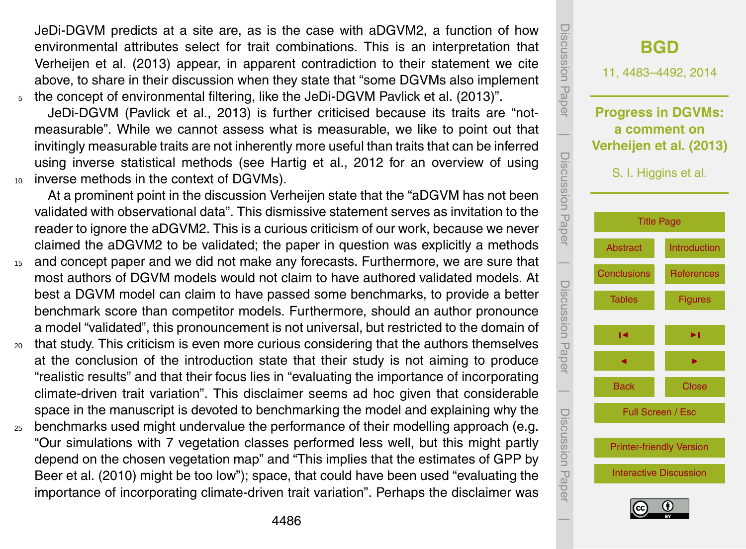JeDi-DGVM predicts at a site are, as is the case with aDGVM2, a function of how environmental attributes select for trait combinations. This is an interpretation that Verheijen et al. (2013) appear, in apparent contradiction to their statement we cite above, to share in their discussion when they state that "some DGVMs also implement the concept of environmental filtering, like the JeDi-DGVM Pavlick et al. (2013)".

JeDi-DGVM (Pavlick et al., 2013) is further criticised because its traits are "not-measurable". While we cannot assess what is measurable, we like to point out that invitingly measurable traits are not inherently more useful than traits that can be inferred using inverse statistical methods (see Hartig et al., 2012 for an overview of using inverse methods in the context of DGVMs).

At a prominent point in the discussion Verheijen state that the "aDGVM has not been validated with observational data". This dismissive statement serves as invitation to the reader to ignore the aDGVM2. This is a curious criticism of our work, because we never claimed the aDGVM2 to be validated; the paper in question was explicitly a methods and concept paper and we did not make any forecasts. Furthermore, we are sure that most authors of DGVM models would not claim to have authored validated models. At best a DGVM model can claim to have passed some benchmarks, to provide a better benchmark score than competitor models. Furthermore, should an author pronounce a model "validated", this pronouncement is not universal, but restricted to the domain of that study. This criticism is even more curious considering that the authors themselves at the conclusion of the introduction state that their study is not aiming to produce "realistic results" and that their focus lies in "evaluating the importance of incorporating climate-driven trait variation". This disclaimer seems ad hoc given that considerable space in the manuscript is devoted to benchmarking the model and explaining why the benchmarks used might undervalue the performance of their modelling approach (e.g. "Our simulations with 7 vegetation classes performed less well, but this might partly depend on the chosen vegetation map" and "This implies that the estimates of GPP by Beer et al. (2010) might be too low"); space, that could have been used "evaluating the importance of incorporating climate-driven trait variation". Perhaps the disclaimer was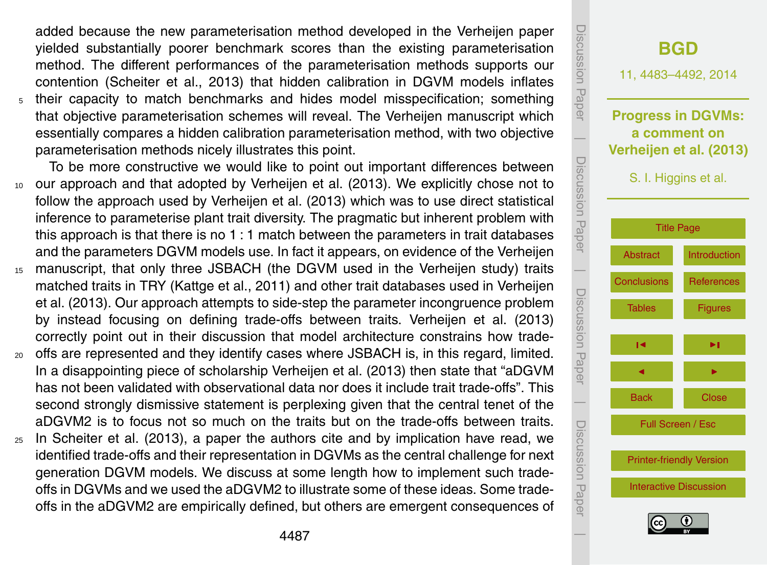added because the new parameterisation method developed in the Verheijen paper yielded substantially poorer benchmark scores than the existing parameterisation method. The different performances of the parameterisation methods supports our contention (Scheiter et al., 2013) that hidden calibration in DGVM models inflates their capacity to match benchmarks and hides model misspecification; something that objective parameterisation schemes will reveal. The Verheijen manuscript which essentially compares a hidden calibration parameterisation method, with two objective parameterisation methods nicely illustrates this point.

To be more constructive we would like to point out important differences between our approach and that adopted by Verheijen et al. (2013). We explicitly chose not to follow the approach used by Verheijen et al. (2013) which was to use direct statistical inference to parameterise plant trait diversity. The pragmatic but inherent problem with this approach is that there is no 1 : 1 match between the parameters in trait databases and the parameters DGVM models use. In fact it appears, on evidence of the Verheijen manuscript, that only three JSBACH (the DGVM used in the Verheijen study) traits matched traits in TRY (Kattge et al., 2011) and other trait databases used in Verheijen et al. (2013). Our approach attempts to side-step the parameter incongruence problem by instead focusing on defining trade-offs between traits. Verheijen et al. (2013) correctly point out in their discussion that model architecture constrains how trade-offs are represented and they identify cases where JSBACH is, in this regard, limited. In a disappointing piece of scholarship Verheijen et al. (2013) then state that "aDGVM has not been validated with observational data nor does it include trait trade-offs". This second strongly dismissive statement is perplexing given that the central tenet of the aDGVM2 is to focus not so much on the traits but on the trade-offs between traits. In Scheiter et al. (2013), a paper the authors cite and by implication have read, we identified trade-offs and their representation in DGVMs as the central challenge for next generation DGVM models. We discuss at some length how to implement such trade-offs in DGVMs and we used the aDGVM2 to illustrate some of these ideas. Some trade-offs in the aDGVM2 are empirically defined, but others are emergent consequences of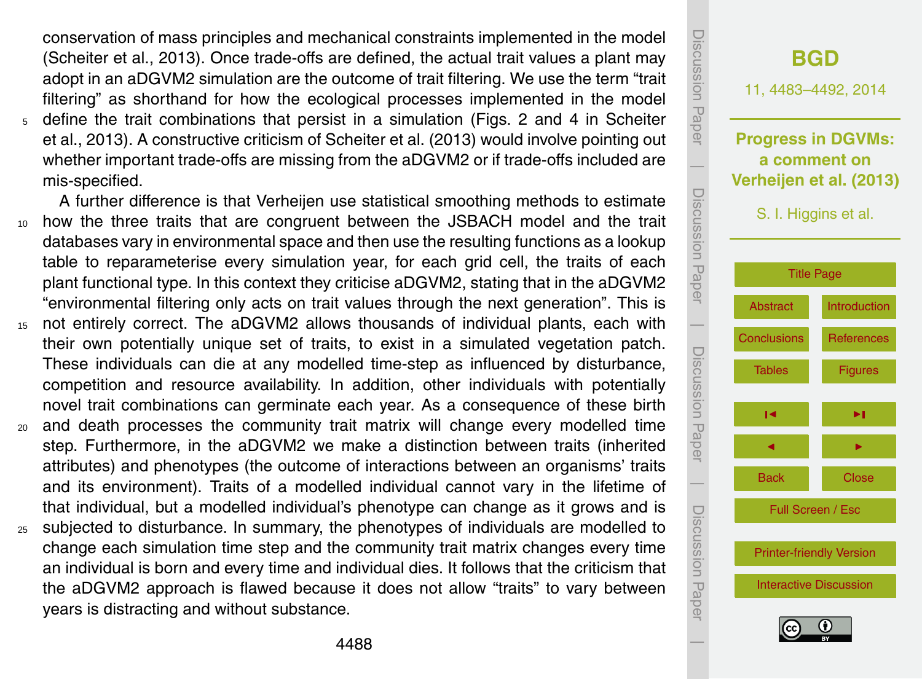conservation of mass principles and mechanical constraints implemented in the model (Scheiter et al., 2013). Once trade-offs are defined, the actual trait values a plant may adopt in an aDGVM2 simulation are the outcome of trait filtering. We use the term "trait filtering" as shorthand for how the ecological processes implemented in the model define the trait combinations that persist in a simulation (Figs. 2 and 4 in Scheiter et al., 2013). A constructive criticism of Scheiter et al. (2013) would involve pointing out whether important trade-offs are missing from the aDGVM2 or if trade-offs included are mis-specified.

A further difference is that Verheijen use statistical smoothing methods to estimate how the three traits that are congruent between the JSBACH model and the trait databases vary in environmental space and then use the resulting functions as a lookup table to reparameterise every simulation year, for each grid cell, the traits of each plant functional type. In this context they criticise aDGVM2, stating that in the aDGVM2 "environmental filtering only acts on trait values through the next generation". This is not entirely correct. The aDGVM2 allows thousands of individual plants, each with their own potentially unique set of traits, to exist in a simulated vegetation patch. These individuals can die at any modelled time-step as influenced by disturbance, competition and resource availability. In addition, other individuals with potentially novel trait combinations can germinate each year. As a consequence of these birth and death processes the community trait matrix will change every modelled time step. Furthermore, in the aDGVM2 we make a distinction between traits (inherited attributes) and phenotypes (the outcome of interactions between an organisms' traits and its environment). Traits of a modelled individual cannot vary in the lifetime of that individual, but a modelled individual's phenotype can change as it grows and is subjected to disturbance. In summary, the phenotypes of individuals are modelled to change each simulation time step and the community trait matrix changes every time an individual is born and every time and individual dies. It follows that the criticism that the aDGVM2 approach is flawed because it does not allow "traits" to vary between years is distracting and without substance.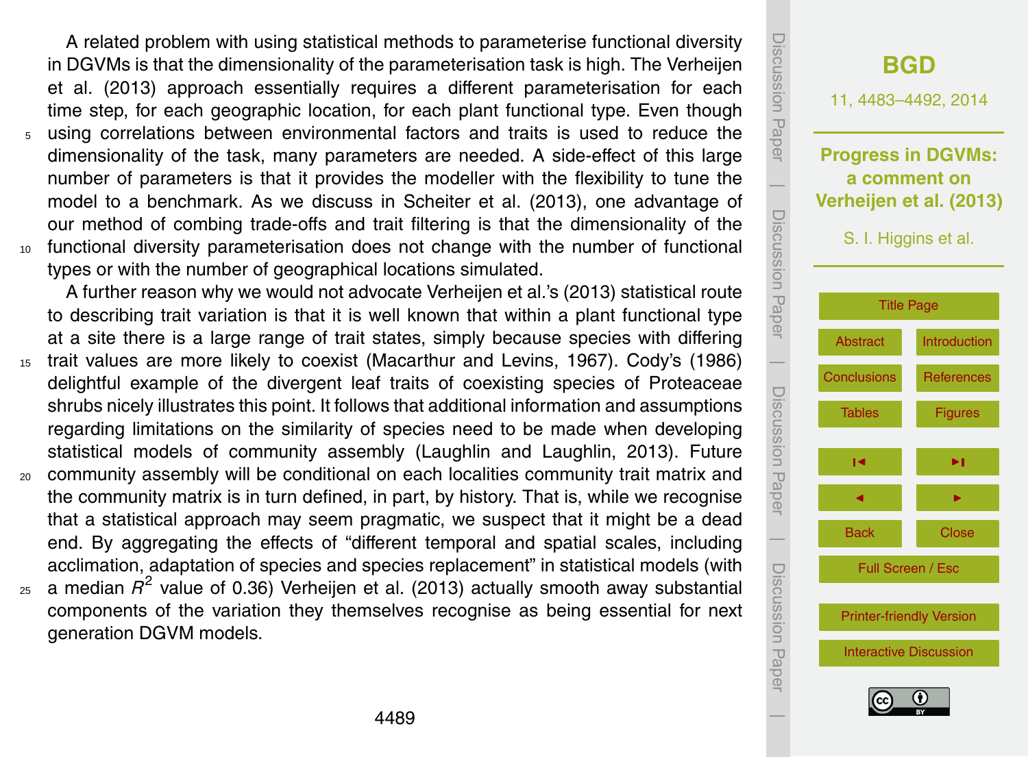A related problem with using statistical methods to parameterise functional diversity in DGVMs is that the dimensionality of the parameterisation task is high. The Verheijen et al. (2013) approach essentially requires a different parameterisation for each time step, for each geographic location, for each plant functional type. Even though using correlations between environmental factors and traits is used to reduce the dimensionality of the task, many parameters are needed. A side-effect of this large number of parameters is that it provides the modeller with the flexibility to tune the model to a benchmark. As we discuss in Scheiter et al. (2013), one advantage of our method of combing trade-offs and trait filtering is that the dimensionality of the functional diversity parameterisation does not change with the number of functional types or with the number of geographical locations simulated.

A further reason why we would not advocate Verheijen et al.'s (2013) statistical route to describing trait variation is that it is well known that within a plant functional type at a site there is a large range of trait states, simply because species with differing trait values are more likely to coexist (Macarthur and Levins, 1967). Cody's (1986) delightful example of the divergent leaf traits of coexisting species of Proteaceae shrubs nicely illustrates this point. It follows that additional information and assumptions regarding limitations on the similarity of species need to be made when developing statistical models of community assembly (Laughlin and Laughlin, 2013). Future community assembly will be conditional on each localities community trait matrix and the community matrix is in turn defined, in part, by history. That is, while we recognise that a statistical approach may seem pragmatic, we suspect that it might be a dead end. By aggregating the effects of "different temporal and spatial scales, including acclimation, adaptation of species and species replacement" in statistical models (with a median $R^2$ value of 0.36) Verheijen et al. (2013) actually smooth away substantial components of the variation they themselves recognise as being essential for next generation DGVM models.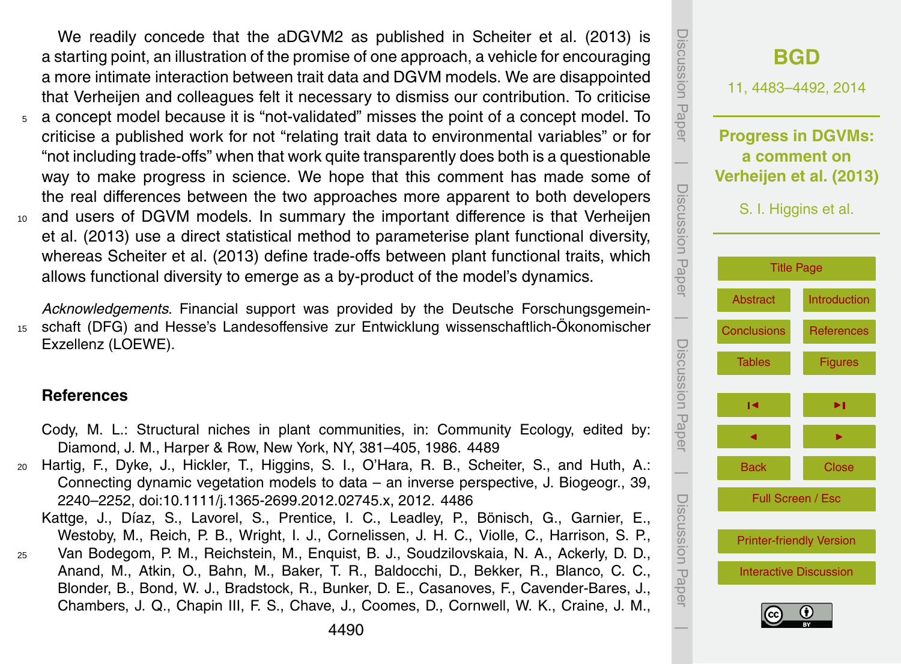We readily concede that the aDGVM2 as published in Scheiter et al. (2013) is a starting point, an illustration of the promise of one approach, a vehicle for encouraging a more intimate interaction between trait data and DGVM models. We are disappointed that Verheijen and colleagues felt it necessary to dismiss our contribution. To criticise a concept model because it is "not-validated" misses the point of a concept model. To criticise a published work for not "relating trait data to environmental variables" or for "not including trade-offs" when that work quite transparently does both is a questionable way to make progress in science. We hope that this comment has made some of the real differences between the two approaches more apparent to both developers and users of DGVM models. In summary the important difference is that Verheijen et al. (2013) use a direct statistical method to parameterise plant functional diversity, whereas Scheiter et al. (2013) define trade-offs between plant functional traits, which allows functional diversity to emerge as a by-product of the model's dynamics.

*Acknowledgements.* Financial support was provided by the Deutsche Forschungsgemeinschaft (DFG) and Hesse's Landesoffensive zur Entwicklung wissenschaftlich-Ökonomischer Exzellenz (LOEWE).

## References

Cody, M. L.: Structural niches in plant communities, in: Community Ecology, edited by: Diamond, J. M., Harper & Row, New York, NY, 381–405, 1986. 4489

Hartig, F., Dyke, J., Hickler, T., Higgins, S. I., O'Hara, R. B., Scheiter, S., and Huth, A.: Connecting dynamic vegetation models to data – an inverse perspective, J. Biogeogr., 39, 2240–2252, doi:10.1111/j.1365-2699.2012.02745.x, 2012. 4486

Kattge, J., Díaz, S., Lavorel, S., Prentice, I. C., Leadley, P., Bönisch, G., Garnier, E., Westoby, M., Reich, P. B., Wright, I. J., Cornelissen, J. H. C., Violle, C., Harrison, S. P., Van Bodegom, P. M., Reichstein, M., Enquist, B. J., Soudzilovskaia, N. A., Ackerly, D. D., Anand, M., Atkin, O., Bahn, M., Baker, T. R., Baldocchi, D., Bekker, R., Blanco, C. C., Blonder, B., Bond, W. J., Bradstock, R., Bunker, D. E., Casanoves, F., Cavender-Bares, J., Chambers, J. Q., Chapin III, F. S., Chave, J., Coomes, D., Cornwell, W. K., Craine, J. M.,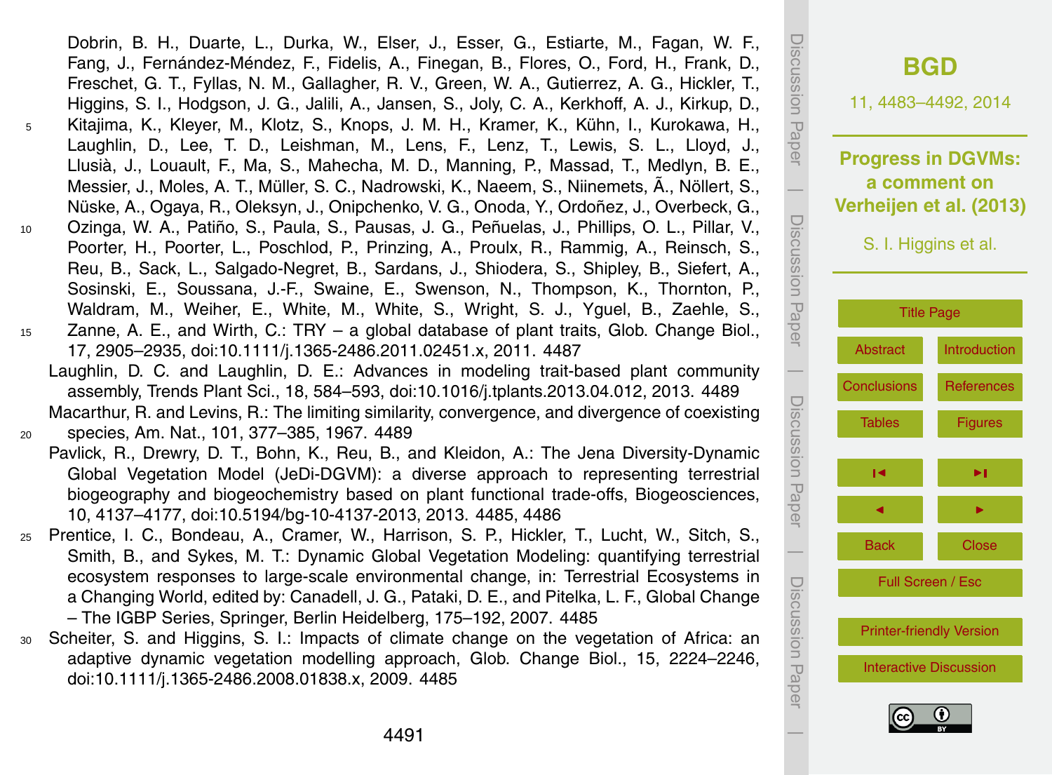Dobrin, B. H., Duarte, L., Durka, W., Elser, J., Esser, G., Estiarte, M., Fagan, W. F., Fang, J., Fernández-Méndez, F., Fidelis, A., Finegan, B., Flores, O., Ford, H., Frank, D., Freschet, G. T., Fyllas, N. M., Gallagher, R. V., Green, W. A., Gutierrez, A. G., Hickler, T., Higgins, S. I., Hodgson, J. G., Jalili, A., Jansen, S., Joly, C. A., Kerkhoff, A. J., Kirkup, D., Kitajima, K., Kleyer, M., Klotz, S., Knops, J. M. H., Kramer, K., Kühn, I., Kurokawa, H., Laughlin, D., Lee, T. D., Leishman, M., Lens, F., Lenz, T., Lewis, S. L., Lloyd, J., Llusià, J., Louault, F., Ma, S., Mahecha, M. D., Manning, P., Massad, T., Medlyn, B. E., Messier, J., Moles, A. T., Müller, S. C., Nadrowski, K., Naeem, S., Niinemets, Ã., Nöllert, S., Nüske, A., Ogaya, R., Oleksyn, J., Onipchenko, V. G., Onoda, Y., Ordoñez, J., Overbeck, G., Ozinga, W. A., Patiño, S., Paula, S., Pausas, J. G., Peñuelas, J., Phillips, O. L., Pillar, V., Poorter, H., Poorter, L., Poschlod, P., Prinzing, A., Proulx, R., Rammig, A., Reinsch, S., Reu, B., Sack, L., Salgado-Negret, B., Sardans, J., Shiodera, S., Shipley, B., Siefert, A., Sosinski, E., Soussana, J.-F., Swaine, E., Swenson, N., Thompson, K., Thornton, P., Waldram, M., Weiher, E., White, M., White, S., Wright, S. J., Yguel, B., Zaehle, S., Zanne, A. E., and Wirth, C.: TRY – a global database of plant traits, Glob. Change Biol., 17, 2905–2935, doi:10.1111/j.1365-2486.2011.02451.x, 2011. 4487

Laughlin, D. C. and Laughlin, D. E.: Advances in modeling trait-based plant community assembly, Trends Plant Sci., 18, 584–593, doi:10.1016/j.tplants.2013.04.012, 2013. 4489

Macarthur, R. and Levins, R.: The limiting similarity, convergence, and divergence of coexisting species, Am. Nat., 101, 377–385, 1967. 4489

Pavlick, R., Drewry, D. T., Bohn, K., Reu, B., and Kleidon, A.: The Jena Diversity-Dynamic Global Vegetation Model (JeDi-DGVM): a diverse approach to representing terrestrial biogeography and biogeochemistry based on plant functional trade-offs, Biogeosciences, 10, 4137–4177, doi:10.5194/bg-10-4137-2013, 2013. 4485, 4486

Prentice, I. C., Bondeau, A., Cramer, W., Harrison, S. P., Hickler, T., Lucht, W., Sitch, S., Smith, B., and Sykes, M. T.: Dynamic Global Vegetation Modeling: quantifying terrestrial ecosystem responses to large-scale environmental change, in: Terrestrial Ecosystems in a Changing World, edited by: Canadell, J. G., Pataki, D. E., and Pitelka, L. F., Global Change – The IGBP Series, Springer, Berlin Heidelberg, 175–192, 2007. 4485

Scheiter, S. and Higgins, S. I.: Impacts of climate change on the vegetation of Africa: an adaptive dynamic vegetation modelling approach, Glob. Change Biol., 15, 2224–2246, doi:10.1111/j.1365-2486.2008.01838.x, 2009. 4485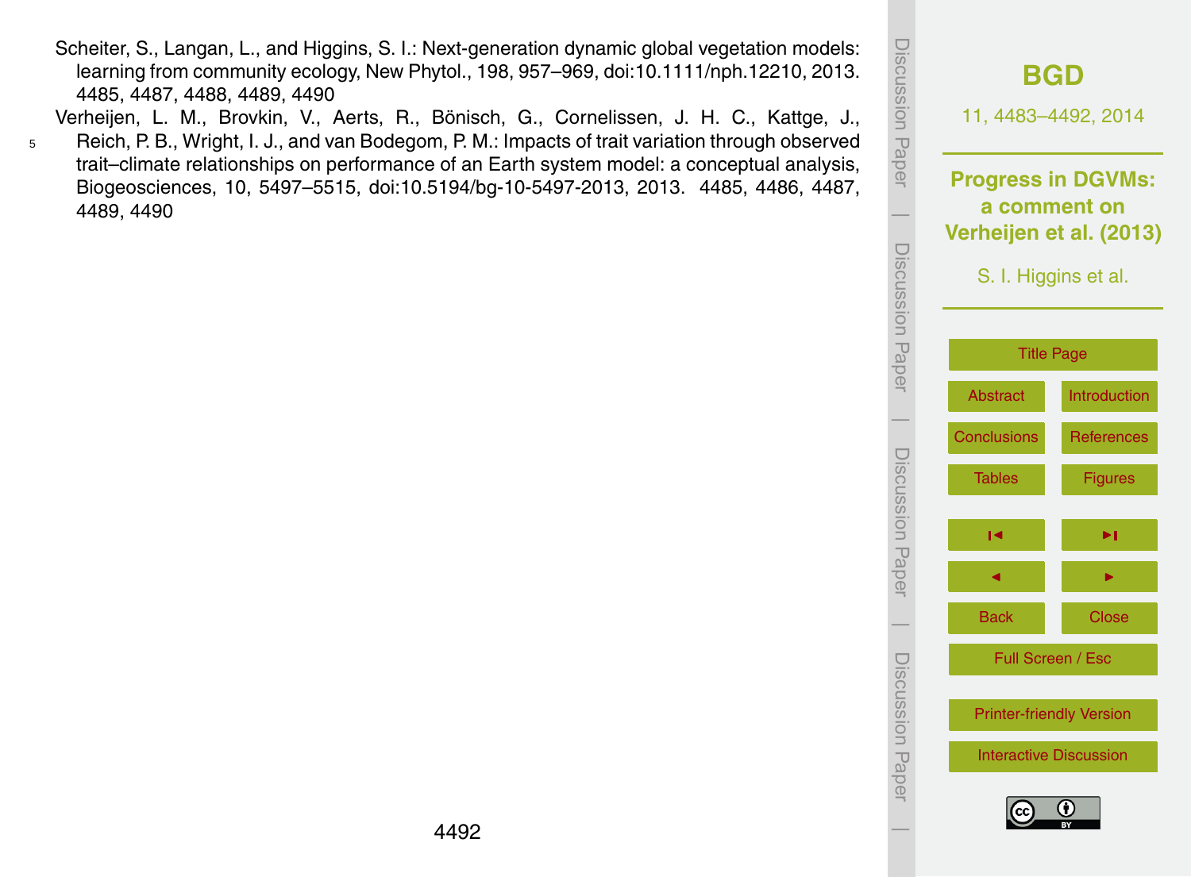Scheiter, S., Langan, L., and Higgins, S. I.: Next-generation dynamic global vegetation models: learning from community ecology, New Phytol., 198, 957–969, doi:10.1111/nph.12210, 2013. 4485, 4487, 4488, 4489, 4490

Verheijen, L. M., Brovkin, V., Aerts, R., Bönisch, G., Cornelissen, J. H. C., Kattge, J., Reich, P. B., Wright, I. J., and van Bodegom, P. M.: Impacts of trait variation through observed trait–climate relationships on performance of an Earth system model: a conceptual analysis, Biogeosciences, 10, 5497–5515, doi:10.5194/bg-10-5497-2013, 2013. 4485, 4486, 4487, 4489, 4490